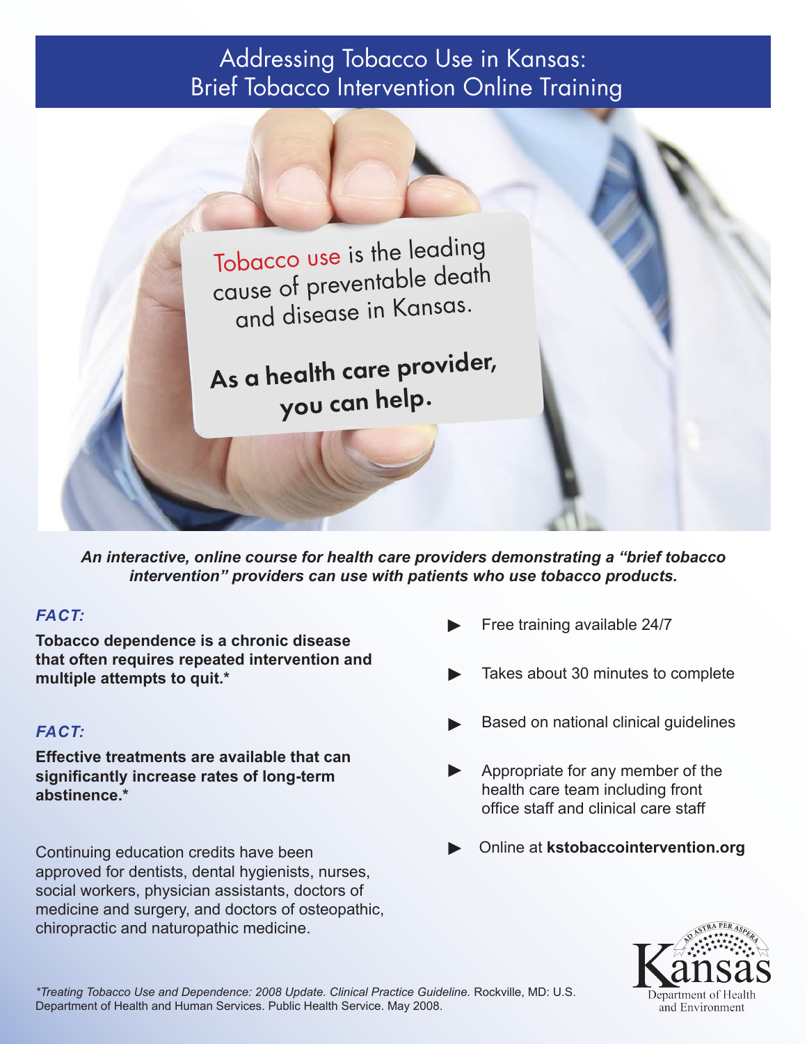# Addressing Tobacco Use in Kansas: Brief Tobacco Intervention Online Training

Tobacco use is the leading cause of preventable death and disease in Kansas.

**As a health care provider, you can help.**

***An interactive, online course for health care providers demonstrating a "brief tobacco intervention" providers can use with patients who use tobacco products.***

***FACT:***

**Tobacco dependence is a chronic disease that often requires repeated intervention and multiple attempts to quit.***

***FACT:***

**Effective treatments are available that can significantly increase rates of long-term abstinence.***

Continuing education credits have been approved for dentists, dental hygienists, nurses, social workers, physician assistants, doctors of medicine and surgery, and doctors of osteopathic, chiropractic and naturopathic medicine.

- Free training available 24/7
- Takes about 30 minutes to complete
- Based on national clinical guidelines
- Appropriate for any member of the health care team including front office staff and clinical care staff
- Online at **kstobaccointervention.org**

*\*Treating Tobacco Use and Dependence: 2008 Update. Clinical Practice Guideline.* Rockville, MD: U.S. Department of Health and Human Services. Public Health Service. May 2008.

Kansas Department of Health and Environment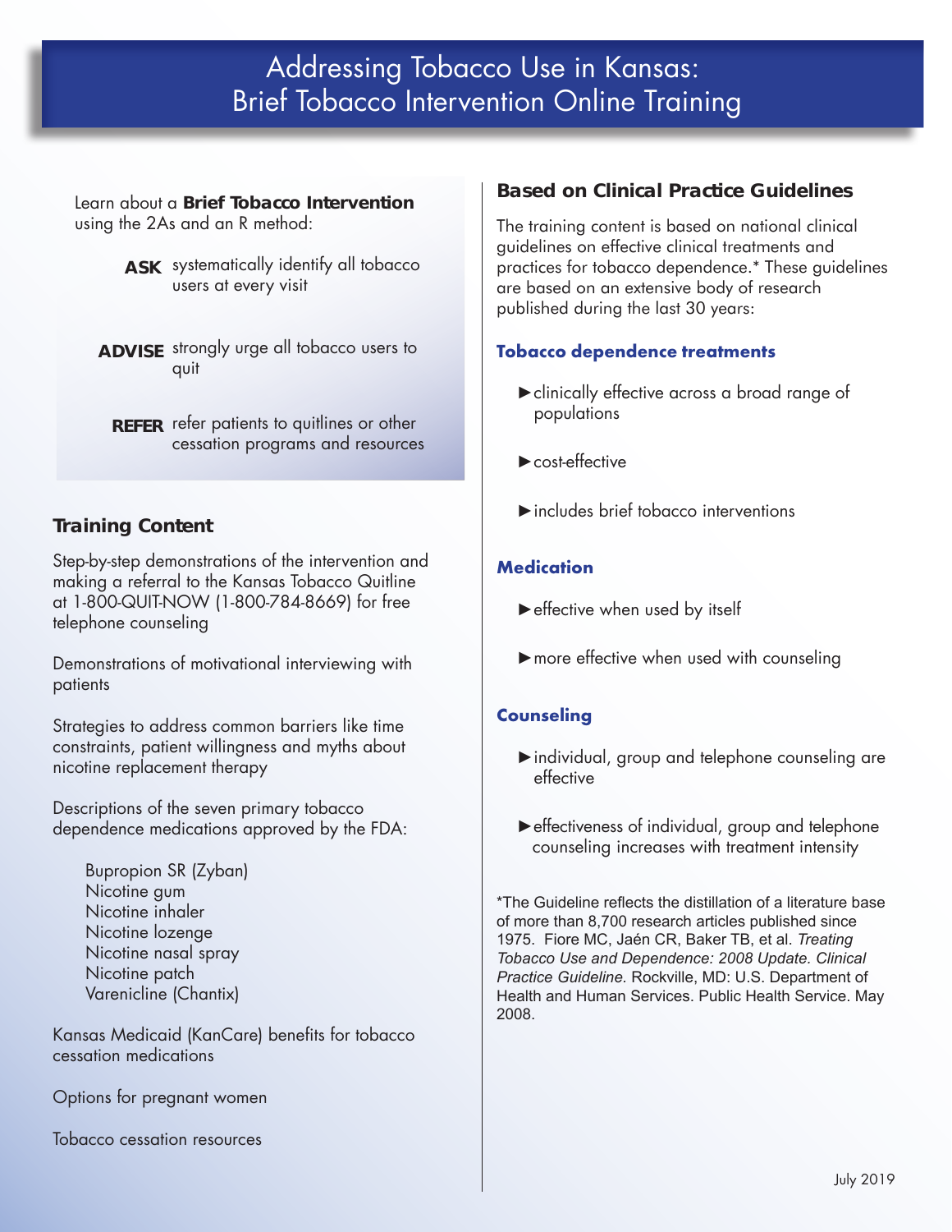# Addressing Tobacco Use in Kansas: Brief Tobacco Intervention Online Training

Learn about a **Brief Tobacco Intervention** using the 2As and an R method:

**ASK** systematically identify all tobacco users at every visit

**ADVISE** strongly urge all tobacco users to quit

**REFER** refer patients to quitlines or other cessation programs and resources

## Training Content

Step-by-step demonstrations of the intervention and making a referral to the Kansas Tobacco Quitline at 1-800-QUIT-NOW (1-800-784-8669) for free telephone counseling

Demonstrations of motivational interviewing with patients

Strategies to address common barriers like time constraints, patient willingness and myths about nicotine replacement therapy

Descriptions of the seven primary tobacco dependence medications approved by the FDA:

- Bupropion SR (Zyban)
- Nicotine gum
- Nicotine inhaler
- Nicotine lozenge
- Nicotine nasal spray
- Nicotine patch
- Varenicline (Chantix)

Kansas Medicaid (KanCare) benefits for tobacco cessation medications

Options for pregnant women

Tobacco cessation resources

## Based on Clinical Practice Guidelines

The training content is based on national clinical guidelines on effective clinical treatments and practices for tobacco dependence.* These guidelines are based on an extensive body of research published during the last 30 years:

### Tobacco dependence treatments

- ►clinically effective across a broad range of populations
- ►cost-effective
- ►includes brief tobacco interventions

### Medication

- ►effective when used by itself
- ►more effective when used with counseling

### Counseling

- ►individual, group and telephone counseling are effective
- ►effectiveness of individual, group and telephone counseling increases with treatment intensity

*The Guideline reflects the distillation of a literature base of more than 8,700 research articles published since 1975. Fiore MC, Jaén CR, Baker TB, et al. *Treating Tobacco Use and Dependence: 2008 Update. Clinical Practice Guideline.* Rockville, MD: U.S. Department of Health and Human Services. Public Health Service. May 2008.

July 2019